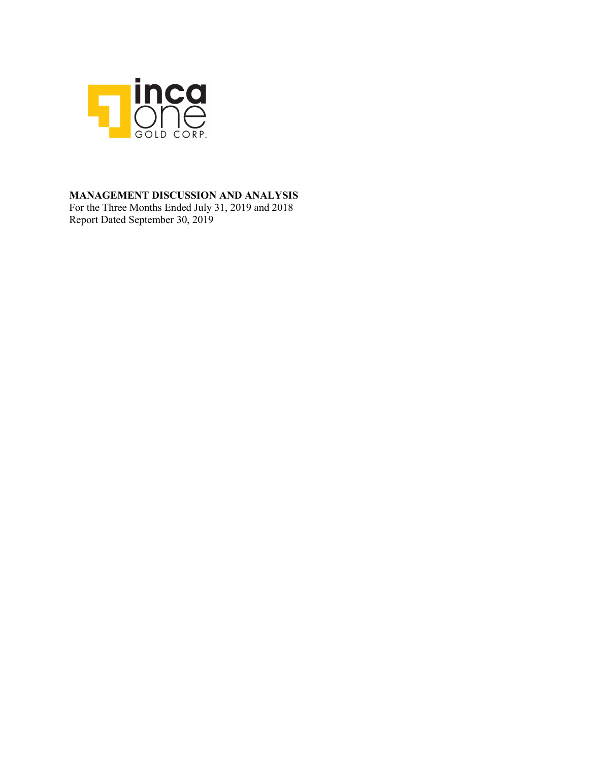inca one GOLD CORP.

**MANAGEMENT DISCUSSION AND ANALYSIS**

For the Three Months Ended July 31, 2019 and 2018

Report Dated September 30, 2019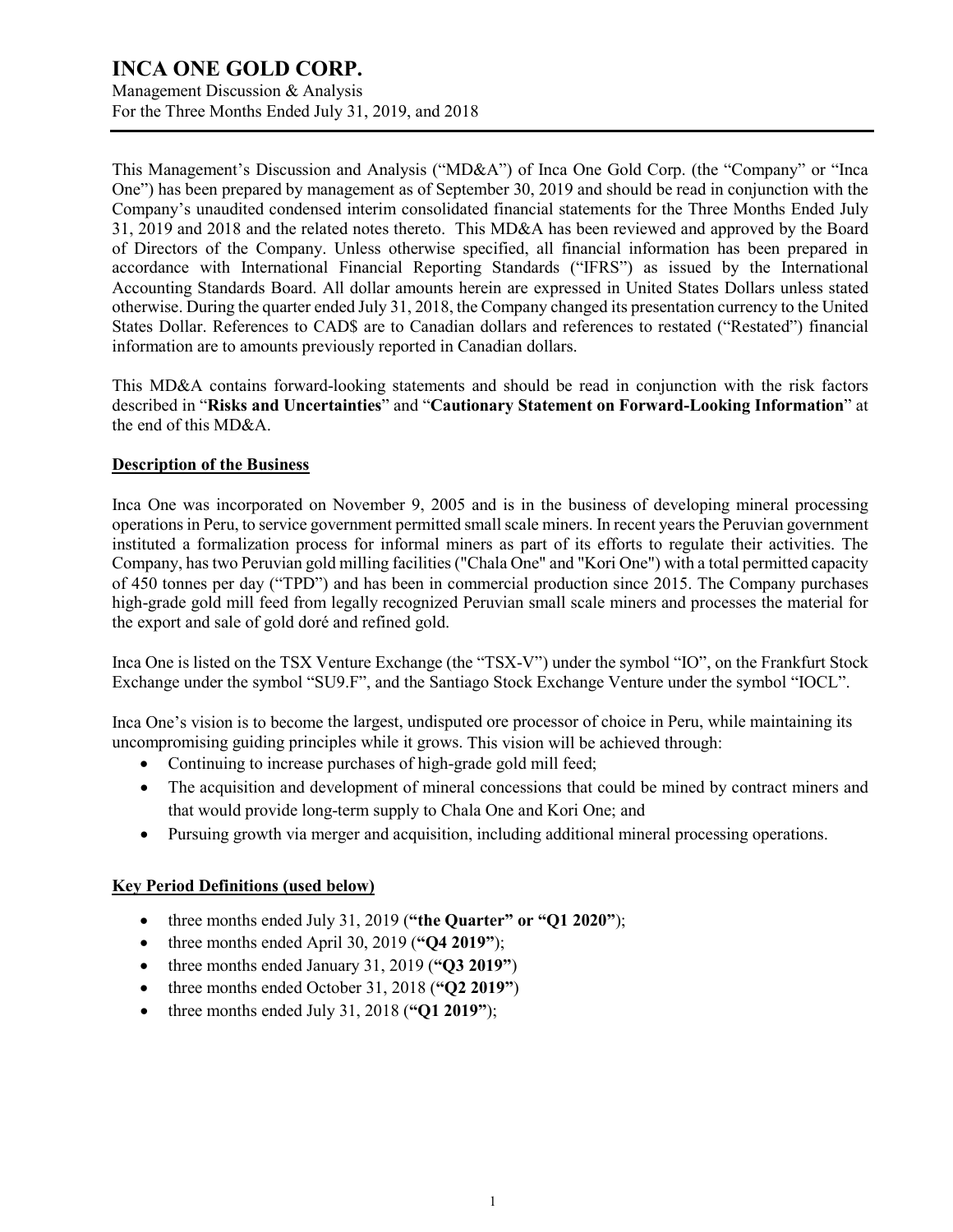This Management's Discussion and Analysis ("MD&A") of Inca One Gold Corp. (the "Company" or "Inca One") has been prepared by management as of September 30, 2019 and should be read in conjunction with the Company's unaudited condensed interim consolidated financial statements for the Three Months Ended July 31, 2019 and 2018 and the related notes thereto. This MD&A has been reviewed and approved by the Board of Directors of the Company. Unless otherwise specified, all financial information has been prepared in accordance with International Financial Reporting Standards ("IFRS") as issued by the International Accounting Standards Board. All dollar amounts herein are expressed in United States Dollars unless stated otherwise. During the quarter ended July 31, 2018, the Company changed its presentation currency to the United States Dollar. References to CAD$ are to Canadian dollars and references to restated ("Restated") financial information are to amounts previously reported in Canadian dollars.

This MD&A contains forward-looking statements and should be read in conjunction with the risk factors described in "**Risks and Uncertainties**" and "**Cautionary Statement on Forward-Looking Information**" at the end of this MD&A.

## Description of the Business

Inca One was incorporated on November 9, 2005 and is in the business of developing mineral processing operations in Peru, to service government permitted small scale miners. In recent years the Peruvian government instituted a formalization process for informal miners as part of its efforts to regulate their activities. The Company, has two Peruvian gold milling facilities ("Chala One" and "Kori One") with a total permitted capacity of 450 tonnes per day ("TPD") and has been in commercial production since 2015. The Company purchases high-grade gold mill feed from legally recognized Peruvian small scale miners and processes the material for the export and sale of gold doré and refined gold.

Inca One is listed on the TSX Venture Exchange (the "TSX-V") under the symbol "IO", on the Frankfurt Stock Exchange under the symbol "SU9.F", and the Santiago Stock Exchange Venture under the symbol "IOCL".

Inca One's vision is to become the largest, undisputed ore processor of choice in Peru, while maintaining its uncompromising guiding principles while it grows. This vision will be achieved through:

- Continuing to increase purchases of high-grade gold mill feed;
- The acquisition and development of mineral concessions that could be mined by contract miners and that would provide long-term supply to Chala One and Kori One; and
- Pursuing growth via merger and acquisition, including additional mineral processing operations.

## Key Period Definitions (used below)

- three months ended July 31, 2019 (**"the Quarter" or "Q1 2020"**);
- three months ended April 30, 2019 (**"Q4 2019"**);
- three months ended January 31, 2019 (**"Q3 2019"**)
- three months ended October 31, 2018 (**"Q2 2019"**)
- three months ended July 31, 2018 (**"Q1 2019"**);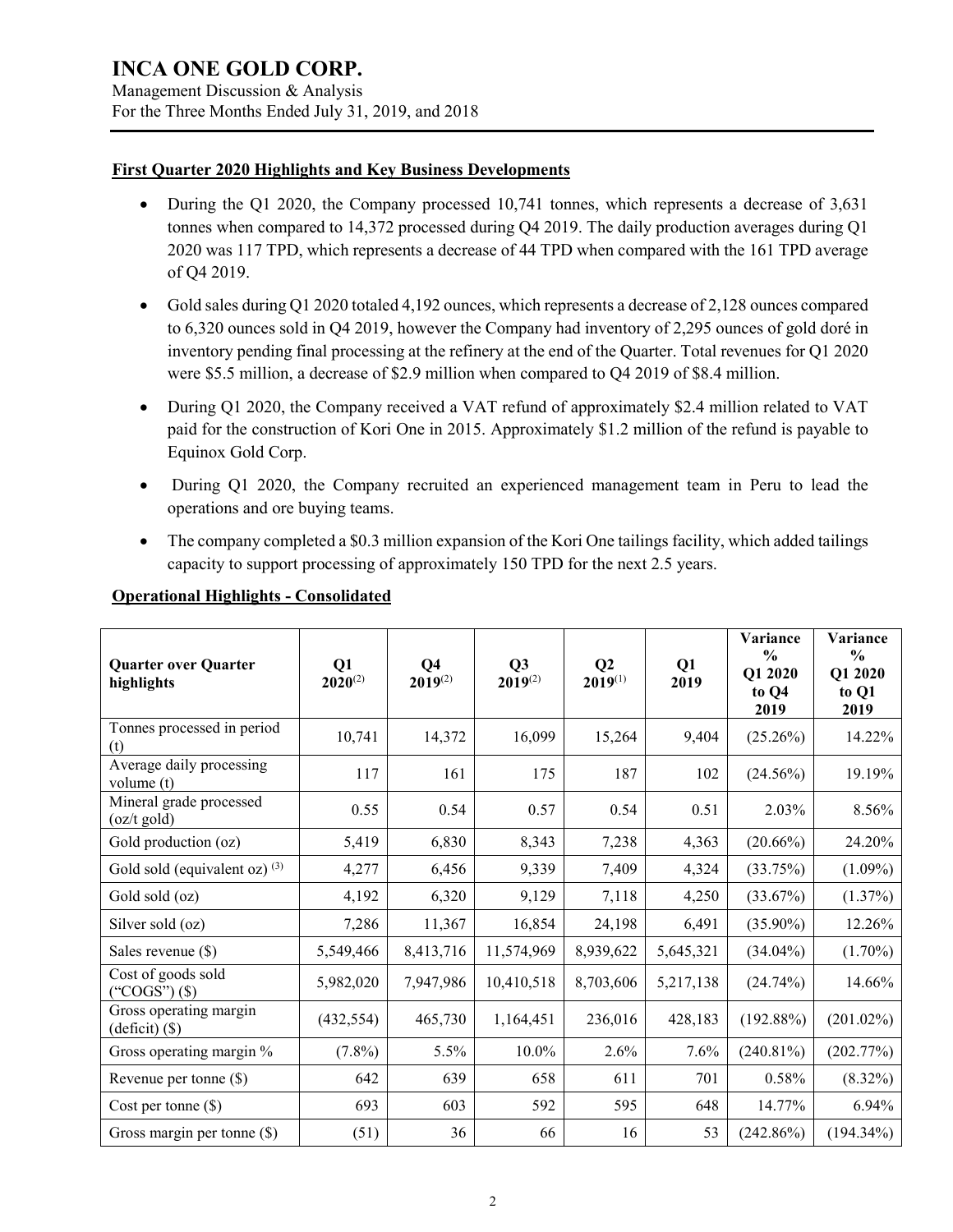**First Quarter 2020 Highlights and Key Business Developments**

- During the Q1 2020, the Company processed 10,741 tonnes, which represents a decrease of 3,631 tonnes when compared to 14,372 processed during Q4 2019. The daily production averages during Q1 2020 was 117 TPD, which represents a decrease of 44 TPD when compared with the 161 TPD average of Q4 2019.
- Gold sales during Q1 2020 totaled 4,192 ounces, which represents a decrease of 2,128 ounces compared to 6,320 ounces sold in Q4 2019, however the Company had inventory of 2,295 ounces of gold doré in inventory pending final processing at the refinery at the end of the Quarter. Total revenues for Q1 2020 were $5.5 million, a decrease of $2.9 million when compared to Q4 2019 of $8.4 million.
- During Q1 2020, the Company received a VAT refund of approximately $2.4 million related to VAT paid for the construction of Kori One in 2015. Approximately $1.2 million of the refund is payable to Equinox Gold Corp.
- During Q1 2020, the Company recruited an experienced management team in Peru to lead the operations and ore buying teams.
- The company completed a $0.3 million expansion of the Kori One tailings facility, which added tailings capacity to support processing of approximately 150 TPD for the next 2.5 years.

**Operational Highlights - Consolidated**

| Quarter over Quarter highlights | Q1 2020(2) | Q4 2019(2) | Q3 2019(2) | Q2 2019(1) | Q1 2019 | Variance % Q1 2020 to Q4 2019 | Variance % Q1 2020 to Q1 2019 |
|---|---|---|---|---|---|---|---|
| Tonnes processed in period (t) | 10,741 | 14,372 | 16,099 | 15,264 | 9,404 | (25.26%) | 14.22% |
| Average daily processing volume (t) | 117 | 161 | 175 | 187 | 102 | (24.56%) | 19.19% |
| Mineral grade processed (oz/t gold) | 0.55 | 0.54 | 0.57 | 0.54 | 0.51 | 2.03% | 8.56% |
| Gold production (oz) | 5,419 | 6,830 | 8,343 | 7,238 | 4,363 | (20.66%) | 24.20% |
| Gold sold (equivalent oz) (3) | 4,277 | 6,456 | 9,339 | 7,409 | 4,324 | (33.75%) | (1.09%) |
| Gold sold (oz) | 4,192 | 6,320 | 9,129 | 7,118 | 4,250 | (33.67%) | (1.37%) |
| Silver sold (oz) | 7,286 | 11,367 | 16,854 | 24,198 | 6,491 | (35.90%) | 12.26% |
| Sales revenue ($) | 5,549,466 | 8,413,716 | 11,574,969 | 8,939,622 | 5,645,321 | (34.04%) | (1.70%) |
| Cost of goods sold ("COGS") ($) | 5,982,020 | 7,947,986 | 10,410,518 | 8,703,606 | 5,217,138 | (24.74%) | 14.66% |
| Gross operating margin (deficit) ($) | (432,554) | 465,730 | 1,164,451 | 236,016 | 428,183 | (192.88%) | (201.02%) |
| Gross operating margin % | (7.8%) | 5.5% | 10.0% | 2.6% | 7.6% | (240.81%) | (202.77%) |
| Revenue per tonne ($) | 642 | 639 | 658 | 611 | 701 | 0.58% | (8.32%) |
| Cost per tonne ($) | 693 | 603 | 592 | 595 | 648 | 14.77% | 6.94% |
| Gross margin per tonne ($) | (51) | 36 | 66 | 16 | 53 | (242.86%) | (194.34%) |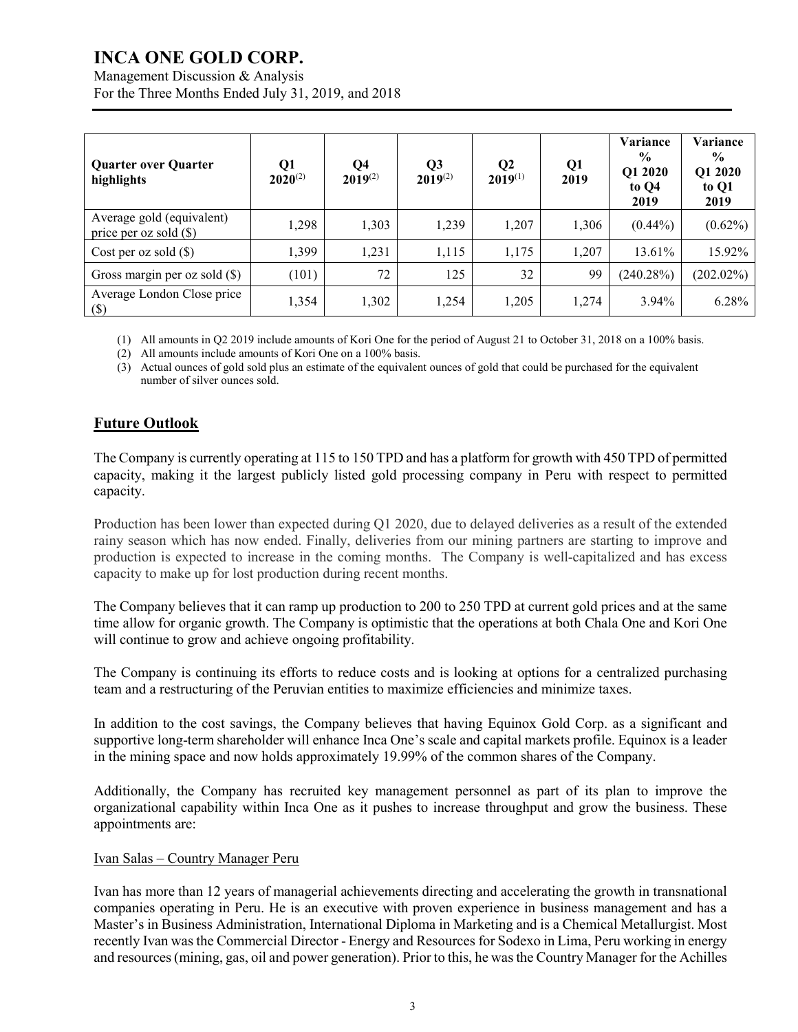| Quarter over Quarter highlights | Q1 2020[(2)] | Q4 2019[(2)] | Q3 2019[(2)] | Q2 2019[(1)] | Q1 2019 | Variance % Q1 2020 to Q4 2019 | Variance % Q1 2020 to Q1 2019 |
|---|---|---|---|---|---|---|---|
| Average gold (equivalent) price per oz sold ($) | 1,298 | 1,303 | 1,239 | 1,207 | 1,306 | (0.44%) | (0.62%) |
| Cost per oz sold ($) | 1,399 | 1,231 | 1,115 | 1,175 | 1,207 | 13.61% | 15.92% |
| Gross margin per oz sold ($) | (101) | 72 | 125 | 32 | 99 | (240.28%) | (202.02%) |
| Average London Close price ($) | 1,354 | 1,302 | 1,254 | 1,205 | 1,274 | 3.94% | 6.28% |

(1) All amounts in Q2 2019 include amounts of Kori One for the period of August 21 to October 31, 2018 on a 100% basis.
(2) All amounts include amounts of Kori One on a 100% basis.
(3) Actual ounces of gold sold plus an estimate of the equivalent ounces of gold that could be purchased for the equivalent number of silver ounces sold.

## Future Outlook

The Company is currently operating at 115 to 150 TPD and has a platform for growth with 450 TPD of permitted capacity, making it the largest publicly listed gold processing company in Peru with respect to permitted capacity.

Production has been lower than expected during Q1 2020, due to delayed deliveries as a result of the extended rainy season which has now ended. Finally, deliveries from our mining partners are starting to improve and production is expected to increase in the coming months. The Company is well-capitalized and has excess capacity to make up for lost production during recent months.

The Company believes that it can ramp up production to 200 to 250 TPD at current gold prices and at the same time allow for organic growth. The Company is optimistic that the operations at both Chala One and Kori One will continue to grow and achieve ongoing profitability.

The Company is continuing its efforts to reduce costs and is looking at options for a centralized purchasing team and a restructuring of the Peruvian entities to maximize efficiencies and minimize taxes.

In addition to the cost savings, the Company believes that having Equinox Gold Corp. as a significant and supportive long-term shareholder will enhance Inca One's scale and capital markets profile. Equinox is a leader in the mining space and now holds approximately 19.99% of the common shares of the Company.

Additionally, the Company has recruited key management personnel as part of its plan to improve the organizational capability within Inca One as it pushes to increase throughput and grow the business. These appointments are:

Ivan Salas – Country Manager Peru

Ivan has more than 12 years of managerial achievements directing and accelerating the growth in transnational companies operating in Peru. He is an executive with proven experience in business management and has a Master's in Business Administration, International Diploma in Marketing and is a Chemical Metallurgist. Most recently Ivan was the Commercial Director - Energy and Resources for Sodexo in Lima, Peru working in energy and resources (mining, gas, oil and power generation). Prior to this, he was the Country Manager for the Achilles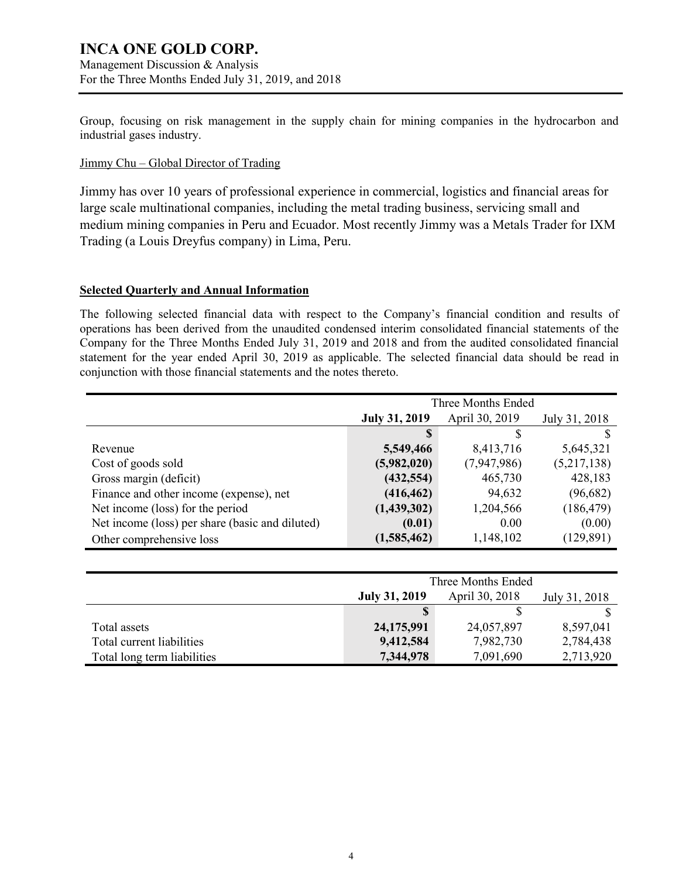Group, focusing on risk management in the supply chain for mining companies in the hydrocarbon and industrial gases industry.

Jimmy Chu – Global Director of Trading

Jimmy has over 10 years of professional experience in commercial, logistics and financial areas for large scale multinational companies, including the metal trading business, servicing small and medium mining companies in Peru and Ecuador. Most recently Jimmy was a Metals Trader for IXM Trading (a Louis Dreyfus company) in Lima, Peru.

**Selected Quarterly and Annual Information**

The following selected financial data with respect to the Company's financial condition and results of operations has been derived from the unaudited condensed interim consolidated financial statements of the Company for the Three Months Ended July 31, 2019 and 2018 and from the audited consolidated financial statement for the year ended April 30, 2019 as applicable. The selected financial data should be read in conjunction with those financial statements and the notes thereto.

| | Three Months Ended | | |
|---|---|---|---|
| | **July 31, 2019** | April 30, 2019 | July 31, 2018 |
| | **$** | $ | $ |
| Revenue | **5,549,466** | 8,413,716 | 5,645,321 |
| Cost of goods sold | **(5,982,020)** | (7,947,986) | (5,217,138) |
| Gross margin (deficit) | **(432,554)** | 465,730 | 428,183 |
| Finance and other income (expense), net | **(416,462)** | 94,632 | (96,682) |
| Net income (loss) for the period | **(1,439,302)** | 1,204,566 | (186,479) |
| Net income (loss) per share (basic and diluted) | **(0.01)** | 0.00 | (0.00) |
| Other comprehensive loss | **(1,585,462)** | 1,148,102 | (129,891) |

| | Three Months Ended | | |
|---|---|---|---|
| | **July 31, 2019** | April 30, 2018 | July 31, 2018 |
| | **$** | $ | $ |
| Total assets | **24,175,991** | 24,057,897 | 8,597,041 |
| Total current liabilities | **9,412,584** | 7,982,730 | 2,784,438 |
| Total long term liabilities | **7,344,978** | 7,091,690 | 2,713,920 |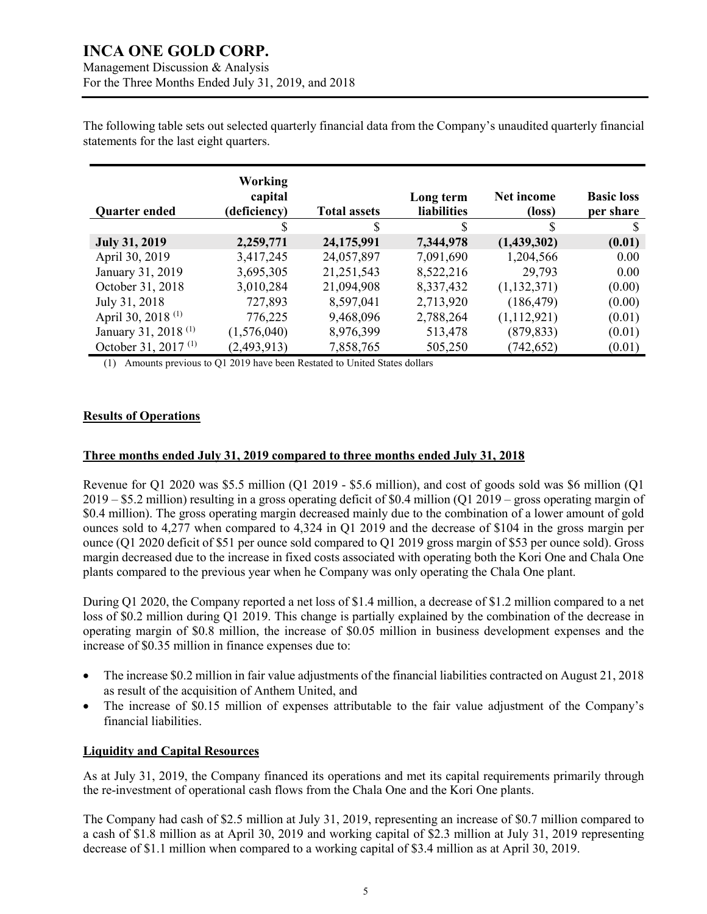The following table sets out selected quarterly financial data from the Company's unaudited quarterly financial statements for the last eight quarters.

| Quarter ended | Working capital (deficiency) | Total assets | Long term liabilities | Net income (loss) | Basic loss per share |
|---|---|---|---|---|---|
| | $ | $ | $ | $ | $ |
| **July 31, 2019** | **2,259,771** | **24,175,991** | **7,344,978** | **(1,439,302)** | **(0.01)** |
| April 30, 2019 | 3,417,245 | 24,057,897 | 7,091,690 | 1,204,566 | 0.00 |
| January 31, 2019 | 3,695,305 | 21,251,543 | 8,522,216 | 29,793 | 0.00 |
| October 31, 2018 | 3,010,284 | 21,094,908 | 8,337,432 | (1,132,371) | (0.00) |
| July 31, 2018 | 727,893 | 8,597,041 | 2,713,920 | (186,479) | (0.00) |
| April 30, 2018 (1) | 776,225 | 9,468,096 | 2,788,264 | (1,112,921) | (0.01) |
| January 31, 2018 (1) | (1,576,040) | 8,976,399 | 513,478 | (879,833) | (0.01) |
| October 31, 2017 (1) | (2,493,913) | 7,858,765 | 505,250 | (742,652) | (0.01) |

(1) Amounts previous to Q1 2019 have been Restated to United States dollars

## Results of Operations

### Three months ended July 31, 2019 compared to three months ended July 31, 2018

Revenue for Q1 2020 was $5.5 million (Q1 2019 - $5.6 million), and cost of goods sold was $6 million (Q1 2019 – $5.2 million) resulting in a gross operating deficit of $0.4 million (Q1 2019 – gross operating margin of $0.4 million). The gross operating margin decreased mainly due to the combination of a lower amount of gold ounces sold to 4,277 when compared to 4,324 in Q1 2019 and the decrease of $104 in the gross margin per ounce (Q1 2020 deficit of $51 per ounce sold compared to Q1 2019 gross margin of $53 per ounce sold). Gross margin decreased due to the increase in fixed costs associated with operating both the Kori One and Chala One plants compared to the previous year when he Company was only operating the Chala One plant.

During Q1 2020, the Company reported a net loss of $1.4 million, a decrease of $1.2 million compared to a net loss of $0.2 million during Q1 2019. This change is partially explained by the combination of the decrease in operating margin of $0.8 million, the increase of $0.05 million in business development expenses and the increase of $0.35 million in finance expenses due to:

- The increase $0.2 million in fair value adjustments of the financial liabilities contracted on August 21, 2018 as result of the acquisition of Anthem United, and
- The increase of $0.15 million of expenses attributable to the fair value adjustment of the Company's financial liabilities.

## Liquidity and Capital Resources

As at July 31, 2019, the Company financed its operations and met its capital requirements primarily through the re-investment of operational cash flows from the Chala One and the Kori One plants.

The Company had cash of $2.5 million at July 31, 2019, representing an increase of $0.7 million compared to a cash of $1.8 million as at April 30, 2019 and working capital of $2.3 million at July 31, 2019 representing decrease of $1.1 million when compared to a working capital of $3.4 million as at April 30, 2019.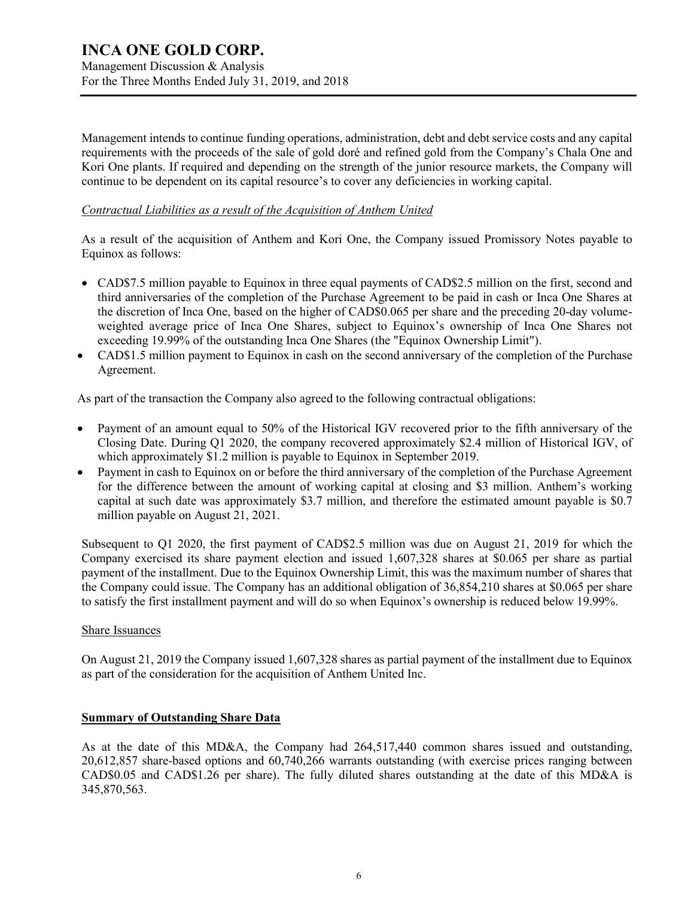Management intends to continue funding operations, administration, debt and debt service costs and any capital requirements with the proceeds of the sale of gold doré and refined gold from the Company's Chala One and Kori One plants. If required and depending on the strength of the junior resource markets, the Company will continue to be dependent on its capital resource's to cover any deficiencies in working capital.

*Contractual Liabilities as a result of the Acquisition of Anthem United*

As a result of the acquisition of Anthem and Kori One, the Company issued Promissory Notes payable to Equinox as follows:

- CAD$7.5 million payable to Equinox in three equal payments of CAD$2.5 million on the first, second and third anniversaries of the completion of the Purchase Agreement to be paid in cash or Inca One Shares at the discretion of Inca One, based on the higher of CAD$0.065 per share and the preceding 20-day volume-weighted average price of Inca One Shares, subject to Equinox's ownership of Inca One Shares not exceeding 19.99% of the outstanding Inca One Shares (the "Equinox Ownership Limit").
- CAD$1.5 million payment to Equinox in cash on the second anniversary of the completion of the Purchase Agreement.

As part of the transaction the Company also agreed to the following contractual obligations:

- Payment of an amount equal to 50% of the Historical IGV recovered prior to the fifth anniversary of the Closing Date. During Q1 2020, the company recovered approximately $2.4 million of Historical IGV, of which approximately $1.2 million is payable to Equinox in September 2019.
- Payment in cash to Equinox on or before the third anniversary of the completion of the Purchase Agreement for the difference between the amount of working capital at closing and $3 million. Anthem's working capital at such date was approximately $3.7 million, and therefore the estimated amount payable is $0.7 million payable on August 21, 2021.

Subsequent to Q1 2020, the first payment of CAD$2.5 million was due on August 21, 2019 for which the Company exercised its share payment election and issued 1,607,328 shares at $0.065 per share as partial payment of the installment. Due to the Equinox Ownership Limit, this was the maximum number of shares that the Company could issue. The Company has an additional obligation of 36,854,210 shares at $0.065 per share to satisfy the first installment payment and will do so when Equinox's ownership is reduced below 19.99%.

Share Issuances

On August 21, 2019 the Company issued 1,607,328 shares as partial payment of the installment due to Equinox as part of the consideration for the acquisition of Anthem United Inc.

## Summary of Outstanding Share Data

As at the date of this MD&A, the Company had 264,517,440 common shares issued and outstanding, 20,612,857 share-based options and 60,740,266 warrants outstanding (with exercise prices ranging between CAD$0.05 and CAD$1.26 per share). The fully diluted shares outstanding at the date of this MD&A is 345,870,563.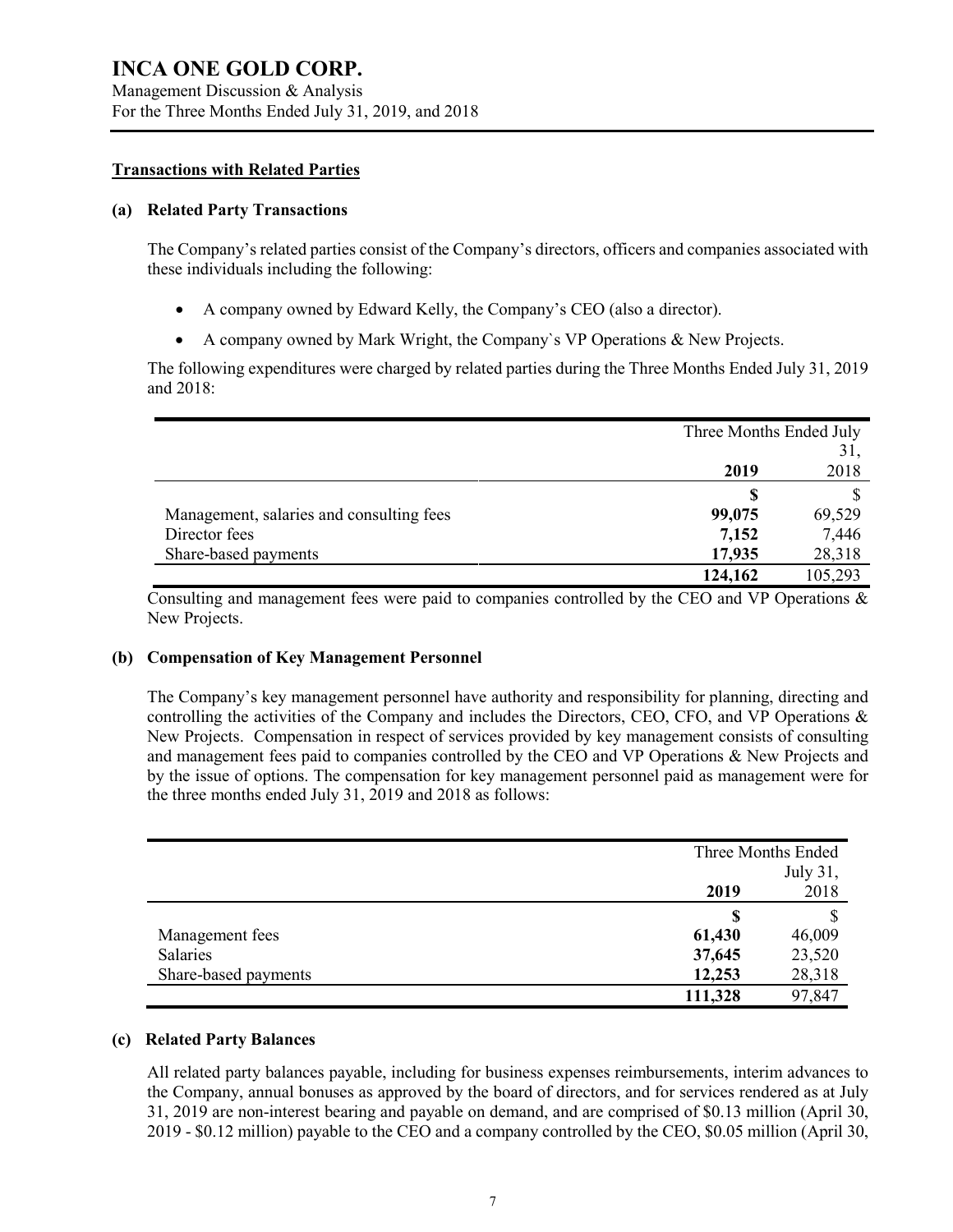## Transactions with Related Parties

### (a) Related Party Transactions

The Company's related parties consist of the Company's directors, officers and companies associated with these individuals including the following:

- A company owned by Edward Kelly, the Company's CEO (also a director).
- A company owned by Mark Wright, the Company`s VP Operations & New Projects.

The following expenditures were charged by related parties during the Three Months Ended July 31, 2019 and 2018:

| | Three Months Ended July 31, | |
|---|---|---|
| | **2019** | 2018 |
| | **$** | $ |
| Management, salaries and consulting fees | **99,075** | 69,529 |
| Director fees | **7,152** | 7,446 |
| Share-based payments | **17,935** | 28,318 |
| | **124,162** | 105,293 |

Consulting and management fees were paid to companies controlled by the CEO and VP Operations & New Projects.

### (b) Compensation of Key Management Personnel

The Company's key management personnel have authority and responsibility for planning, directing and controlling the activities of the Company and includes the Directors, CEO, CFO, and VP Operations & New Projects. Compensation in respect of services provided by key management consists of consulting and management fees paid to companies controlled by the CEO and VP Operations & New Projects and by the issue of options. The compensation for key management personnel paid as management were for the three months ended July 31, 2019 and 2018 as follows:

| | Three Months Ended July 31, | |
|---|---|---|
| | **2019** | 2018 |
| | **$** | $ |
| Management fees | **61,430** | 46,009 |
| Salaries | **37,645** | 23,520 |
| Share-based payments | **12,253** | 28,318 |
| | **111,328** | 97,847 |

### (c) Related Party Balances

All related party balances payable, including for business expenses reimbursements, interim advances to the Company, annual bonuses as approved by the board of directors, and for services rendered as at July 31, 2019 are non-interest bearing and payable on demand, and are comprised of $0.13 million (April 30, 2019 - $0.12 million) payable to the CEO and a company controlled by the CEO, $0.05 million (April 30,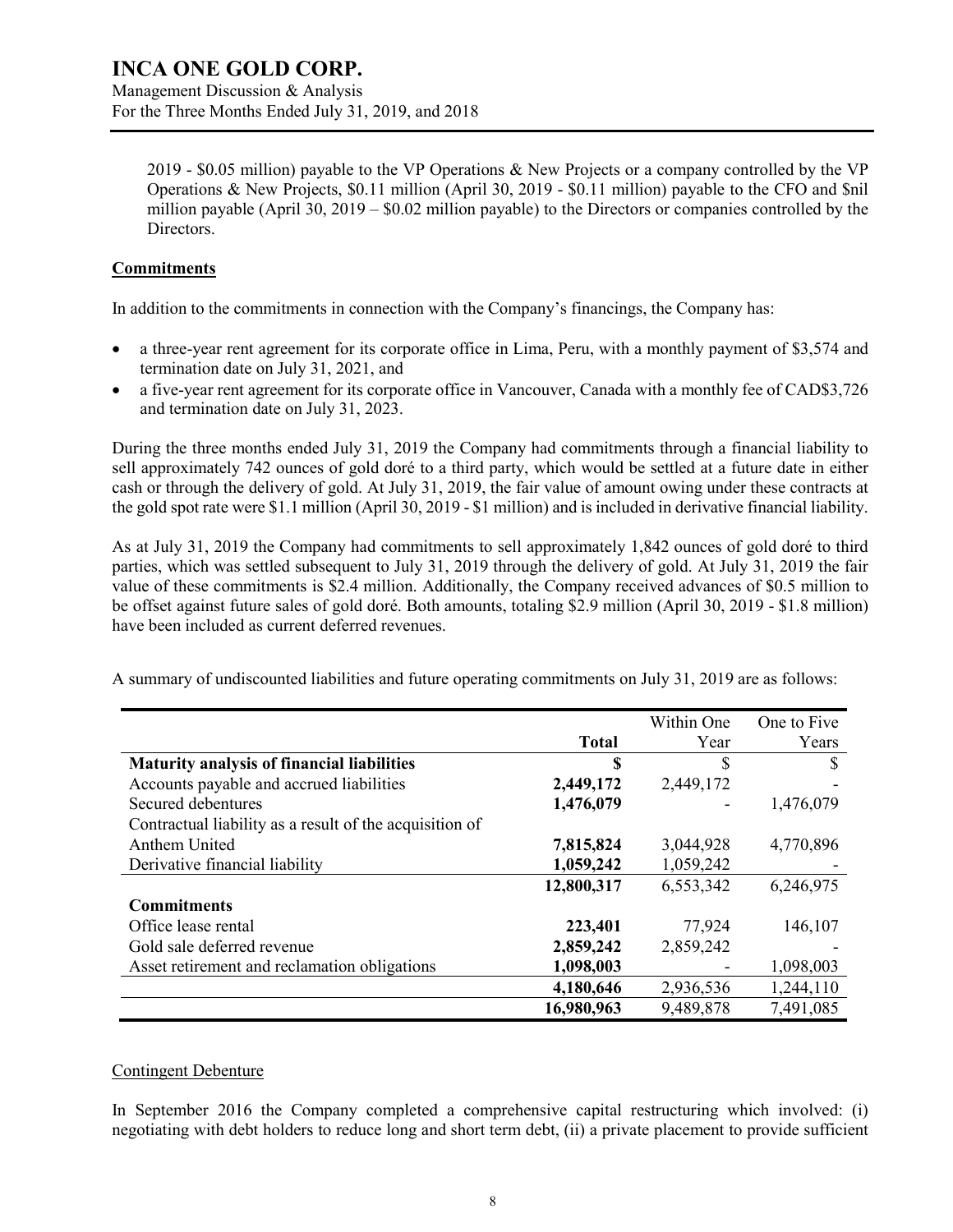2019 - $0.05 million) payable to the VP Operations & New Projects or a company controlled by the VP Operations & New Projects, $0.11 million (April 30, 2019 - $0.11 million) payable to the CFO and $nil million payable (April 30, 2019 – $0.02 million payable) to the Directors or companies controlled by the Directors.

**Commitments**

In addition to the commitments in connection with the Company's financings, the Company has:

- a three-year rent agreement for its corporate office in Lima, Peru, with a monthly payment of $3,574 and termination date on July 31, 2021, and
- a five-year rent agreement for its corporate office in Vancouver, Canada with a monthly fee of CAD$3,726 and termination date on July 31, 2023.

During the three months ended July 31, 2019 the Company had commitments through a financial liability to sell approximately 742 ounces of gold doré to a third party, which would be settled at a future date in either cash or through the delivery of gold. At July 31, 2019, the fair value of amount owing under these contracts at the gold spot rate were $1.1 million (April 30, 2019 - $1 million) and is included in derivative financial liability.

As at July 31, 2019 the Company had commitments to sell approximately 1,842 ounces of gold doré to third parties, which was settled subsequent to July 31, 2019 through the delivery of gold. At July 31, 2019 the fair value of these commitments is $2.4 million. Additionally, the Company received advances of $0.5 million to be offset against future sales of gold doré. Both amounts, totaling $2.9 million (April 30, 2019 - $1.8 million) have been included as current deferred revenues.

A summary of undiscounted liabilities and future operating commitments on July 31, 2019 are as follows:

| | Total | Within One Year | One to Five Years |
|---|---|---|---|
| **Maturity analysis of financial liabilities** | **$** | $ | $ |
| Accounts payable and accrued liabilities | **2,449,172** | 2,449,172 | - |
| Secured debentures | **1,476,079** | - | 1,476,079 |
| Contractual liability as a result of the acquisition of Anthem United | **7,815,824** | 3,044,928 | 4,770,896 |
| Derivative financial liability | **1,059,242** | 1,059,242 | - |
| | **12,800,317** | 6,553,342 | 6,246,975 |
| **Commitments** | | | |
| Office lease rental | **223,401** | 77,924 | 146,107 |
| Gold sale deferred revenue | **2,859,242** | 2,859,242 | - |
| Asset retirement and reclamation obligations | **1,098,003** | - | 1,098,003 |
| | **4,180,646** | 2,936,536 | 1,244,110 |
| | **16,980,963** | 9,489,878 | 7,491,085 |

Contingent Debenture

In September 2016 the Company completed a comprehensive capital restructuring which involved: (i) negotiating with debt holders to reduce long and short term debt, (ii) a private placement to provide sufficient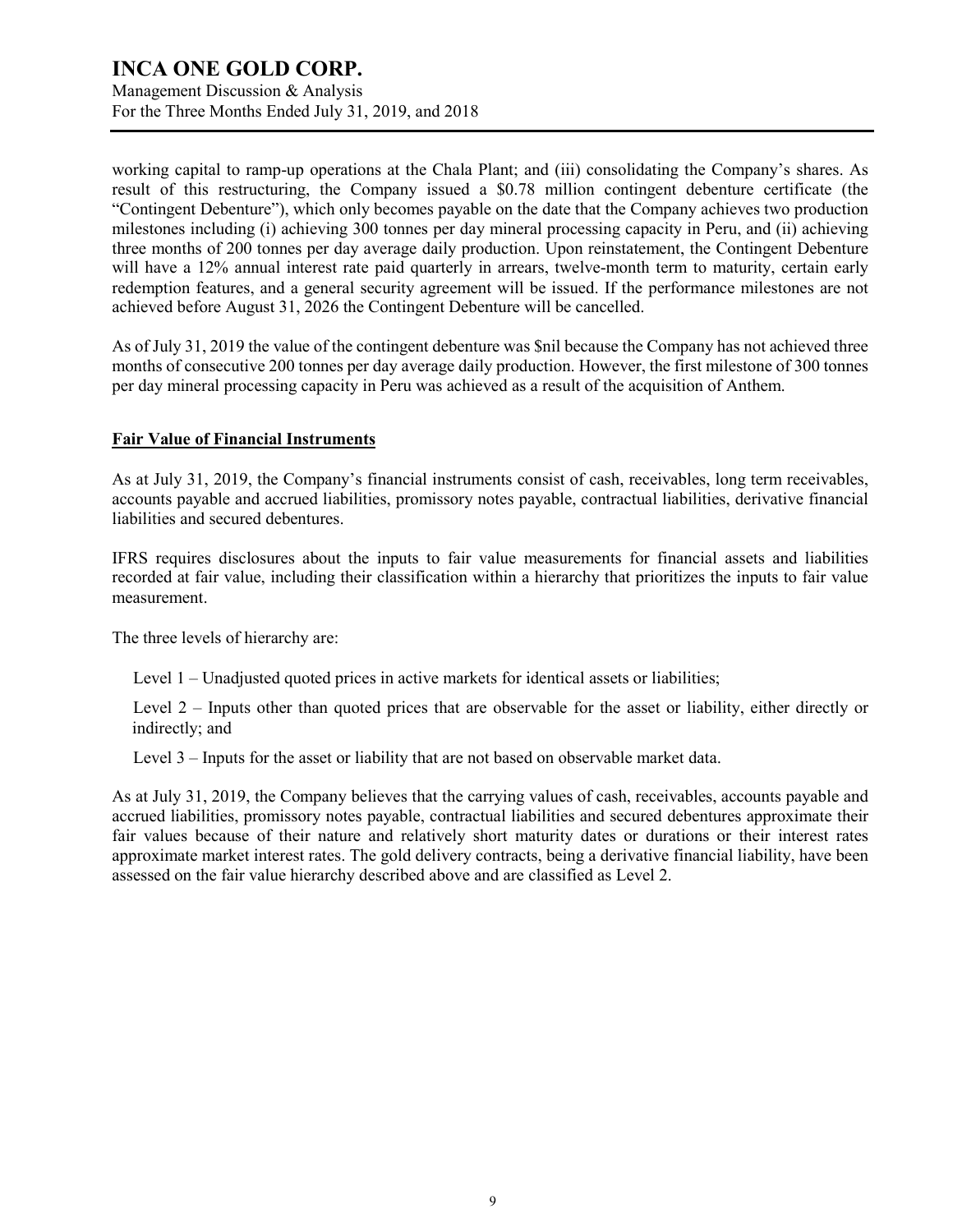working capital to ramp-up operations at the Chala Plant; and (iii) consolidating the Company's shares. As result of this restructuring, the Company issued a $0.78 million contingent debenture certificate (the "Contingent Debenture"), which only becomes payable on the date that the Company achieves two production milestones including (i) achieving 300 tonnes per day mineral processing capacity in Peru, and (ii) achieving three months of 200 tonnes per day average daily production. Upon reinstatement, the Contingent Debenture will have a 12% annual interest rate paid quarterly in arrears, twelve-month term to maturity, certain early redemption features, and a general security agreement will be issued. If the performance milestones are not achieved before August 31, 2026 the Contingent Debenture will be cancelled.

As of July 31, 2019 the value of the contingent debenture was $nil because the Company has not achieved three months of consecutive 200 tonnes per day average daily production. However, the first milestone of 300 tonnes per day mineral processing capacity in Peru was achieved as a result of the acquisition of Anthem.

**Fair Value of Financial Instruments**

As at July 31, 2019, the Company's financial instruments consist of cash, receivables, long term receivables, accounts payable and accrued liabilities, promissory notes payable, contractual liabilities, derivative financial liabilities and secured debentures.

IFRS requires disclosures about the inputs to fair value measurements for financial assets and liabilities recorded at fair value, including their classification within a hierarchy that prioritizes the inputs to fair value measurement.

The three levels of hierarchy are:

Level 1 – Unadjusted quoted prices in active markets for identical assets or liabilities;

Level 2 – Inputs other than quoted prices that are observable for the asset or liability, either directly or indirectly; and

Level 3 – Inputs for the asset or liability that are not based on observable market data.

As at July 31, 2019, the Company believes that the carrying values of cash, receivables, accounts payable and accrued liabilities, promissory notes payable, contractual liabilities and secured debentures approximate their fair values because of their nature and relatively short maturity dates or durations or their interest rates approximate market interest rates. The gold delivery contracts, being a derivative financial liability, have been assessed on the fair value hierarchy described above and are classified as Level 2.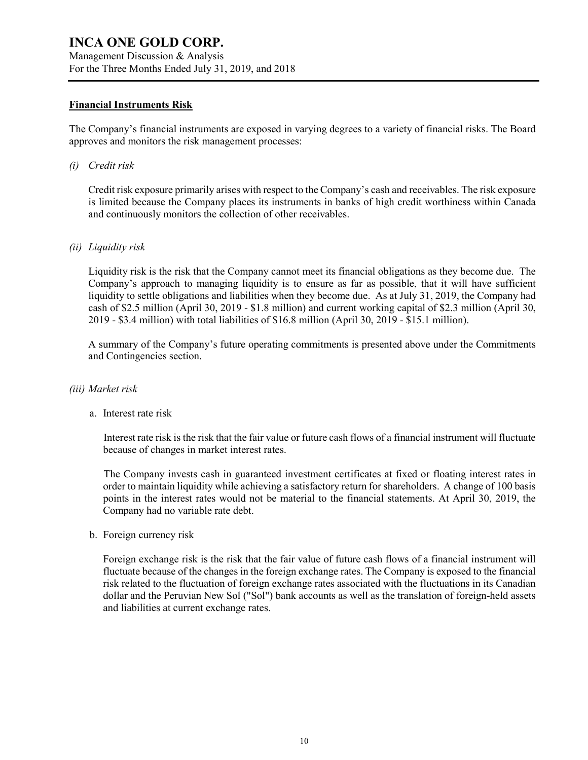## Financial Instruments Risk

The Company's financial instruments are exposed in varying degrees to a variety of financial risks. The Board approves and monitors the risk management processes:

*(i) Credit risk*

Credit risk exposure primarily arises with respect to the Company's cash and receivables. The risk exposure is limited because the Company places its instruments in banks of high credit worthiness within Canada and continuously monitors the collection of other receivables.

*(ii) Liquidity risk*

Liquidity risk is the risk that the Company cannot meet its financial obligations as they become due. The Company's approach to managing liquidity is to ensure as far as possible, that it will have sufficient liquidity to settle obligations and liabilities when they become due. As at July 31, 2019, the Company had cash of $2.5 million (April 30, 2019 - $1.8 million) and current working capital of $2.3 million (April 30, 2019 - $3.4 million) with total liabilities of $16.8 million (April 30, 2019 - $15.1 million).

A summary of the Company's future operating commitments is presented above under the Commitments and Contingencies section.

*(iii) Market risk*

a. Interest rate risk

Interest rate risk is the risk that the fair value or future cash flows of a financial instrument will fluctuate because of changes in market interest rates.

The Company invests cash in guaranteed investment certificates at fixed or floating interest rates in order to maintain liquidity while achieving a satisfactory return for shareholders. A change of 100 basis points in the interest rates would not be material to the financial statements. At April 30, 2019, the Company had no variable rate debt.

b. Foreign currency risk

Foreign exchange risk is the risk that the fair value of future cash flows of a financial instrument will fluctuate because of the changes in the foreign exchange rates. The Company is exposed to the financial risk related to the fluctuation of foreign exchange rates associated with the fluctuations in its Canadian dollar and the Peruvian New Sol ("Sol") bank accounts as well as the translation of foreign-held assets and liabilities at current exchange rates.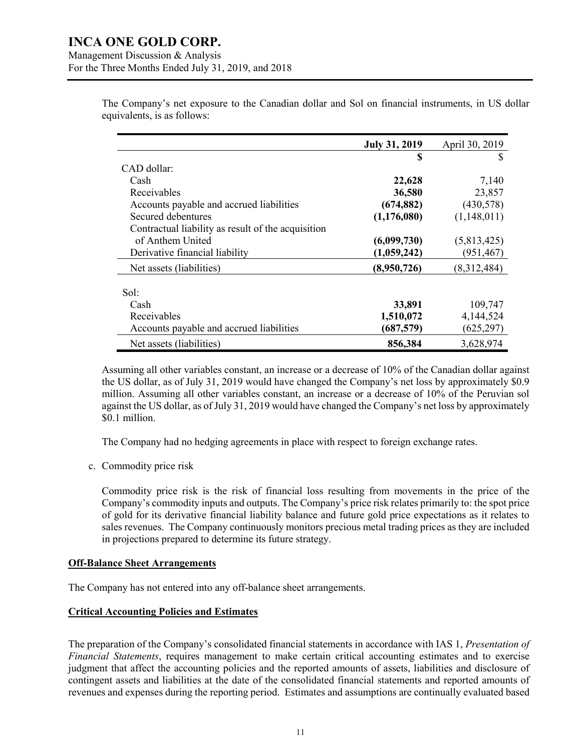The Company's net exposure to the Canadian dollar and Sol on financial instruments, in US dollar equivalents, is as follows:

| | **July 31, 2019** | April 30, 2019 |
|---|---|---|
| | **$** | $ |
| CAD dollar: | | |
| Cash | **22,628** | 7,140 |
| Receivables | **36,580** | 23,857 |
| Accounts payable and accrued liabilities | **(674,882)** | (430,578) |
| Secured debentures | **(1,176,080)** | (1,148,011) |
| Contractual liability as result of the acquisition of Anthem United | **(6,099,730)** | (5,813,425) |
| Derivative financial liability | **(1,059,242)** | (951,467) |
| Net assets (liabilities) | **(8,950,726)** | (8,312,484) |
| | | |
| Sol: | | |
| Cash | **33,891** | 109,747 |
| Receivables | **1,510,072** | 4,144,524 |
| Accounts payable and accrued liabilities | **(687,579)** | (625,297) |
| Net assets (liabilities) | **856,384** | 3,628,974 |

Assuming all other variables constant, an increase or a decrease of 10% of the Canadian dollar against the US dollar, as of July 31, 2019 would have changed the Company's net loss by approximately $0.9 million. Assuming all other variables constant, an increase or a decrease of 10% of the Peruvian sol against the US dollar, as of July 31, 2019 would have changed the Company's net loss by approximately $0.1 million.

The Company had no hedging agreements in place with respect to foreign exchange rates.

c. Commodity price risk

Commodity price risk is the risk of financial loss resulting from movements in the price of the Company's commodity inputs and outputs. The Company's price risk relates primarily to: the spot price of gold for its derivative financial liability balance and future gold price expectations as it relates to sales revenues. The Company continuously monitors precious metal trading prices as they are included in projections prepared to determine its future strategy.

## Off-Balance Sheet Arrangements

The Company has not entered into any off-balance sheet arrangements.

## Critical Accounting Policies and Estimates

The preparation of the Company's consolidated financial statements in accordance with IAS 1, *Presentation of Financial Statements*, requires management to make certain critical accounting estimates and to exercise judgment that affect the accounting policies and the reported amounts of assets, liabilities and disclosure of contingent assets and liabilities at the date of the consolidated financial statements and reported amounts of revenues and expenses during the reporting period. Estimates and assumptions are continually evaluated based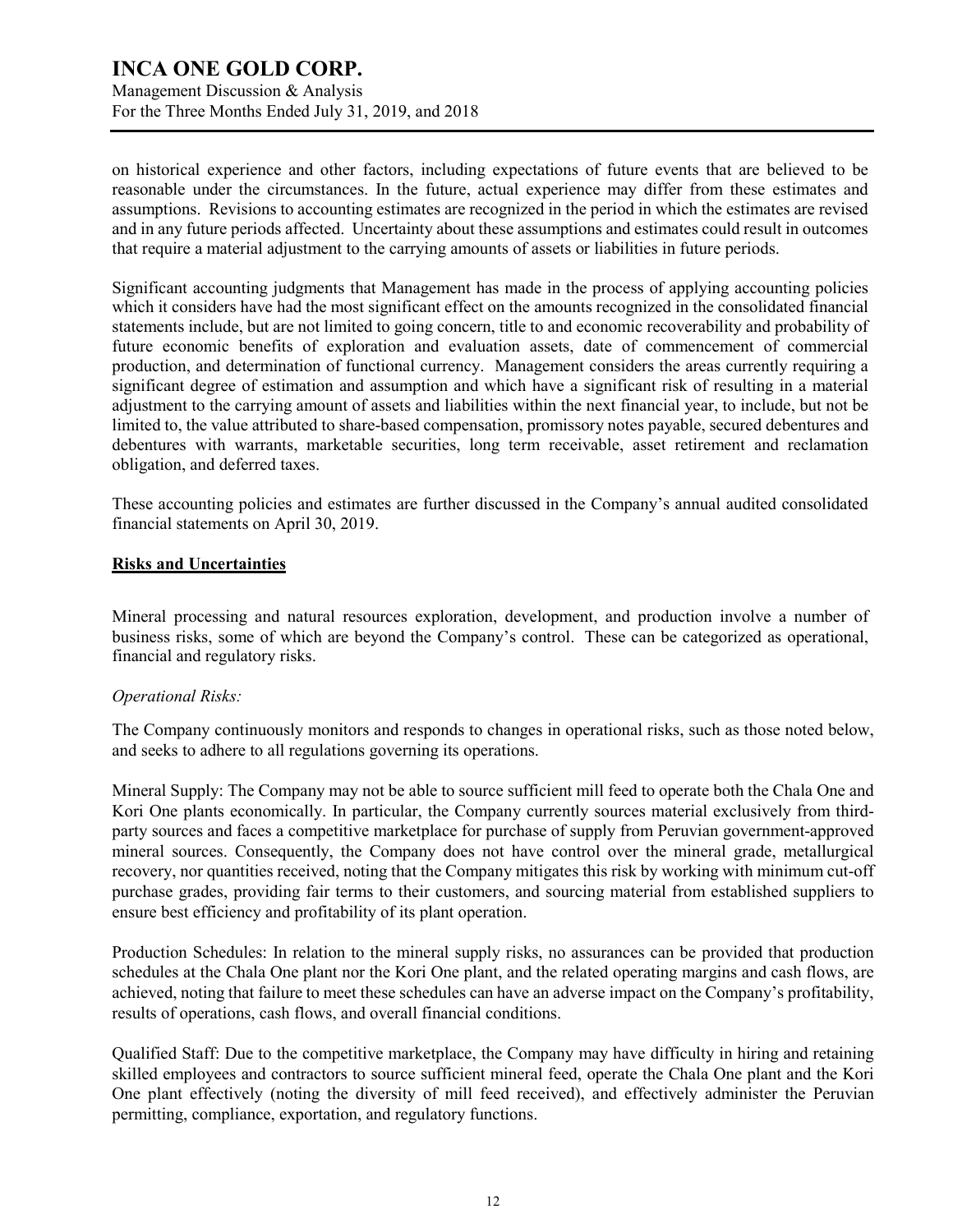on historical experience and other factors, including expectations of future events that are believed to be reasonable under the circumstances. In the future, actual experience may differ from these estimates and assumptions. Revisions to accounting estimates are recognized in the period in which the estimates are revised and in any future periods affected. Uncertainty about these assumptions and estimates could result in outcomes that require a material adjustment to the carrying amounts of assets or liabilities in future periods.

Significant accounting judgments that Management has made in the process of applying accounting policies which it considers have had the most significant effect on the amounts recognized in the consolidated financial statements include, but are not limited to going concern, title to and economic recoverability and probability of future economic benefits of exploration and evaluation assets, date of commencement of commercial production, and determination of functional currency. Management considers the areas currently requiring a significant degree of estimation and assumption and which have a significant risk of resulting in a material adjustment to the carrying amount of assets and liabilities within the next financial year, to include, but not be limited to, the value attributed to share-based compensation, promissory notes payable, secured debentures and debentures with warrants, marketable securities, long term receivable, asset retirement and reclamation obligation, and deferred taxes.

These accounting policies and estimates are further discussed in the Company's annual audited consolidated financial statements on April 30, 2019.

## Risks and Uncertainties

Mineral processing and natural resources exploration, development, and production involve a number of business risks, some of which are beyond the Company's control. These can be categorized as operational, financial and regulatory risks.

*Operational Risks:*

The Company continuously monitors and responds to changes in operational risks, such as those noted below, and seeks to adhere to all regulations governing its operations.

Mineral Supply: The Company may not be able to source sufficient mill feed to operate both the Chala One and Kori One plants economically. In particular, the Company currently sources material exclusively from third-party sources and faces a competitive marketplace for purchase of supply from Peruvian government-approved mineral sources. Consequently, the Company does not have control over the mineral grade, metallurgical recovery, nor quantities received, noting that the Company mitigates this risk by working with minimum cut-off purchase grades, providing fair terms to their customers, and sourcing material from established suppliers to ensure best efficiency and profitability of its plant operation.

Production Schedules: In relation to the mineral supply risks, no assurances can be provided that production schedules at the Chala One plant nor the Kori One plant, and the related operating margins and cash flows, are achieved, noting that failure to meet these schedules can have an adverse impact on the Company's profitability, results of operations, cash flows, and overall financial conditions.

Qualified Staff: Due to the competitive marketplace, the Company may have difficulty in hiring and retaining skilled employees and contractors to source sufficient mineral feed, operate the Chala One plant and the Kori One plant effectively (noting the diversity of mill feed received), and effectively administer the Peruvian permitting, compliance, exportation, and regulatory functions.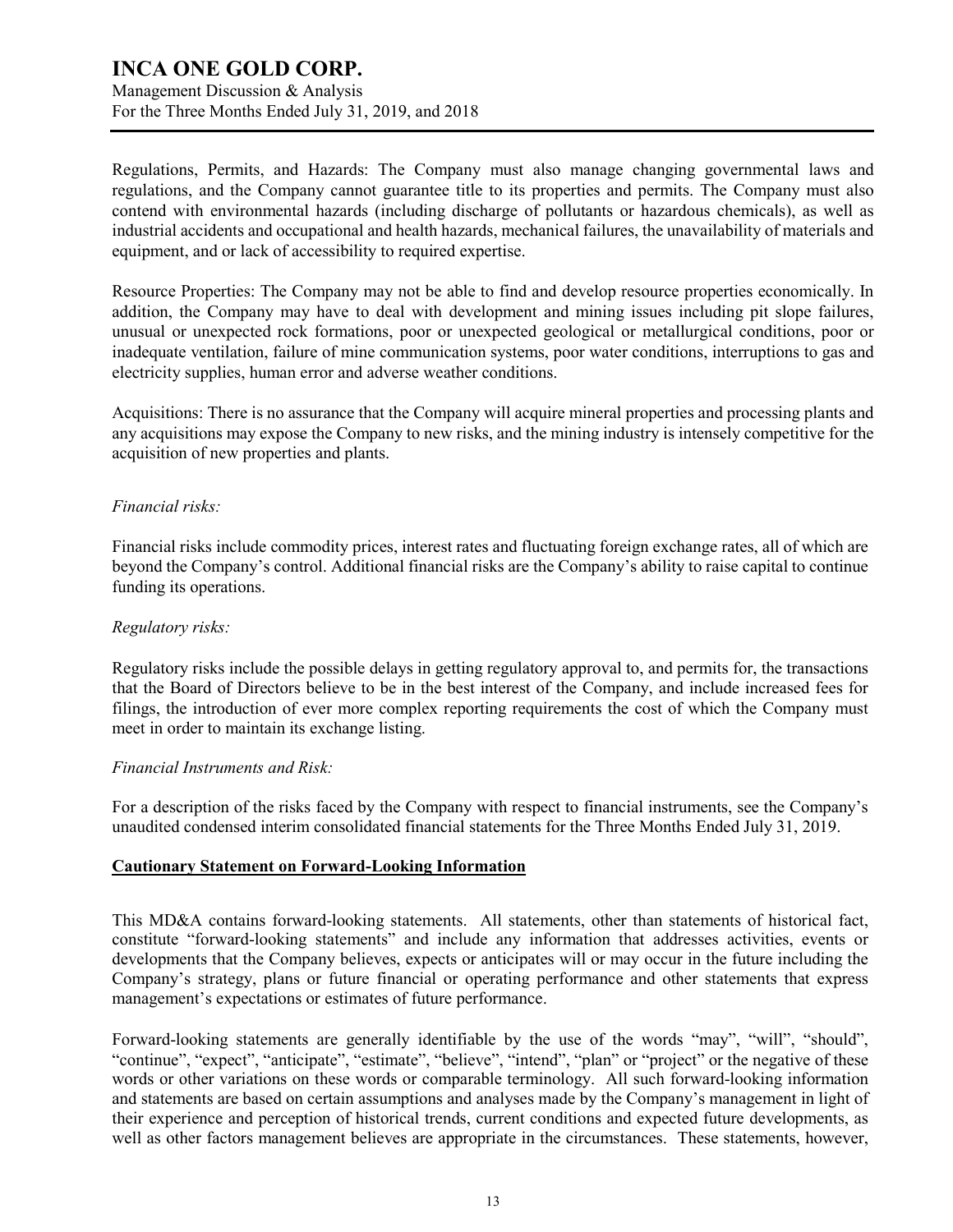Regulations, Permits, and Hazards: The Company must also manage changing governmental laws and regulations, and the Company cannot guarantee title to its properties and permits. The Company must also contend with environmental hazards (including discharge of pollutants or hazardous chemicals), as well as industrial accidents and occupational and health hazards, mechanical failures, the unavailability of materials and equipment, and or lack of accessibility to required expertise.

Resource Properties: The Company may not be able to find and develop resource properties economically. In addition, the Company may have to deal with development and mining issues including pit slope failures, unusual or unexpected rock formations, poor or unexpected geological or metallurgical conditions, poor or inadequate ventilation, failure of mine communication systems, poor water conditions, interruptions to gas and electricity supplies, human error and adverse weather conditions.

Acquisitions: There is no assurance that the Company will acquire mineral properties and processing plants and any acquisitions may expose the Company to new risks, and the mining industry is intensely competitive for the acquisition of new properties and plants.

*Financial risks:*

Financial risks include commodity prices, interest rates and fluctuating foreign exchange rates, all of which are beyond the Company's control. Additional financial risks are the Company's ability to raise capital to continue funding its operations.

*Regulatory risks:*

Regulatory risks include the possible delays in getting regulatory approval to, and permits for, the transactions that the Board of Directors believe to be in the best interest of the Company, and include increased fees for filings, the introduction of ever more complex reporting requirements the cost of which the Company must meet in order to maintain its exchange listing.

*Financial Instruments and Risk:*

For a description of the risks faced by the Company with respect to financial instruments, see the Company's unaudited condensed interim consolidated financial statements for the Three Months Ended July 31, 2019.

## Cautionary Statement on Forward-Looking Information

This MD&A contains forward-looking statements. All statements, other than statements of historical fact, constitute "forward-looking statements" and include any information that addresses activities, events or developments that the Company believes, expects or anticipates will or may occur in the future including the Company's strategy, plans or future financial or operating performance and other statements that express management's expectations or estimates of future performance.

Forward-looking statements are generally identifiable by the use of the words "may", "will", "should", "continue", "expect", "anticipate", "estimate", "believe", "intend", "plan" or "project" or the negative of these words or other variations on these words or comparable terminology. All such forward-looking information and statements are based on certain assumptions and analyses made by the Company's management in light of their experience and perception of historical trends, current conditions and expected future developments, as well as other factors management believes are appropriate in the circumstances. These statements, however,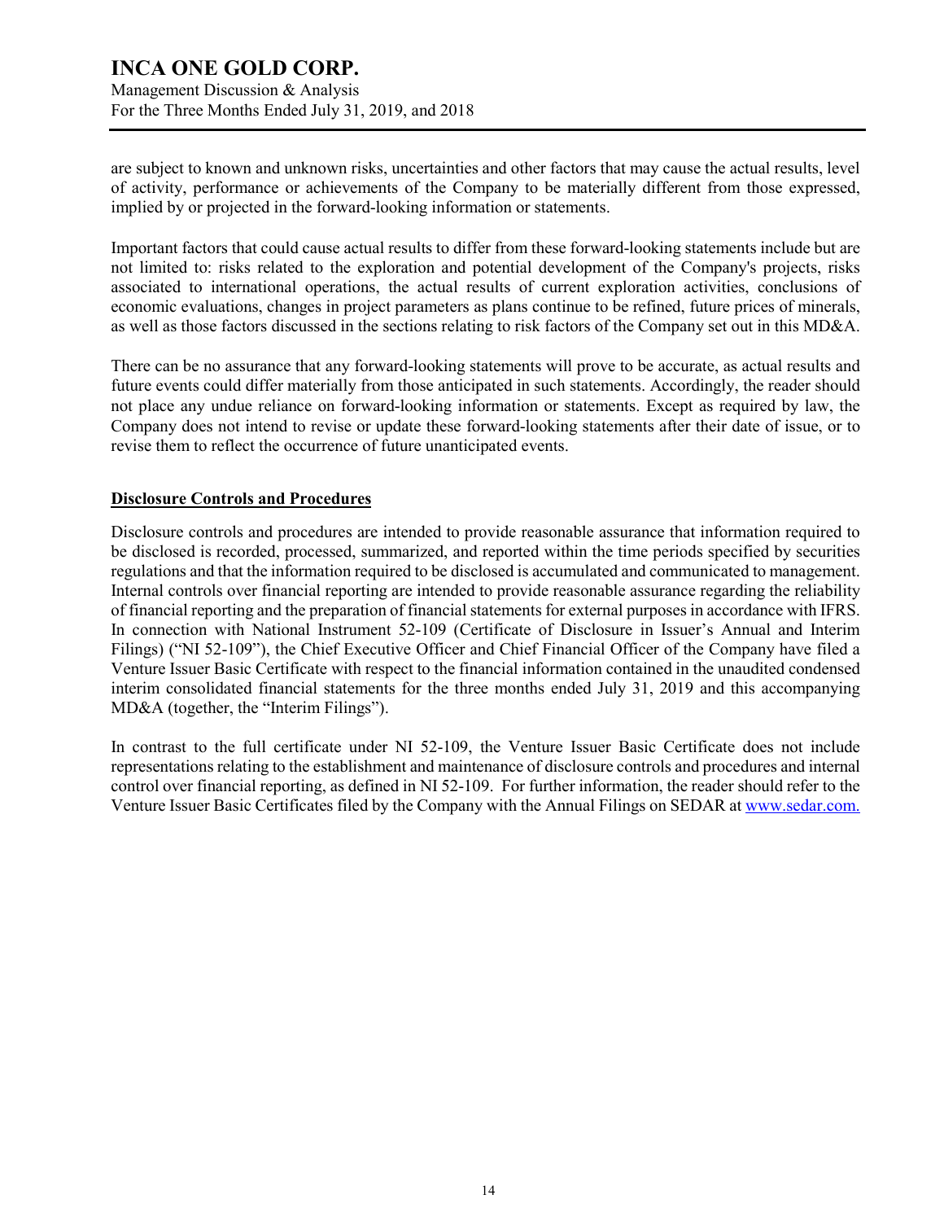are subject to known and unknown risks, uncertainties and other factors that may cause the actual results, level of activity, performance or achievements of the Company to be materially different from those expressed, implied by or projected in the forward-looking information or statements.

Important factors that could cause actual results to differ from these forward-looking statements include but are not limited to: risks related to the exploration and potential development of the Company's projects, risks associated to international operations, the actual results of current exploration activities, conclusions of economic evaluations, changes in project parameters as plans continue to be refined, future prices of minerals, as well as those factors discussed in the sections relating to risk factors of the Company set out in this MD&A.

There can be no assurance that any forward-looking statements will prove to be accurate, as actual results and future events could differ materially from those anticipated in such statements. Accordingly, the reader should not place any undue reliance on forward-looking information or statements. Except as required by law, the Company does not intend to revise or update these forward-looking statements after their date of issue, or to revise them to reflect the occurrence of future unanticipated events.

## Disclosure Controls and Procedures

Disclosure controls and procedures are intended to provide reasonable assurance that information required to be disclosed is recorded, processed, summarized, and reported within the time periods specified by securities regulations and that the information required to be disclosed is accumulated and communicated to management. Internal controls over financial reporting are intended to provide reasonable assurance regarding the reliability of financial reporting and the preparation of financial statements for external purposes in accordance with IFRS. In connection with National Instrument 52-109 (Certificate of Disclosure in Issuer's Annual and Interim Filings) ("NI 52-109"), the Chief Executive Officer and Chief Financial Officer of the Company have filed a Venture Issuer Basic Certificate with respect to the financial information contained in the unaudited condensed interim consolidated financial statements for the three months ended July 31, 2019 and this accompanying MD&A (together, the "Interim Filings").

In contrast to the full certificate under NI 52-109, the Venture Issuer Basic Certificate does not include representations relating to the establishment and maintenance of disclosure controls and procedures and internal control over financial reporting, as defined in NI 52-109. For further information, the reader should refer to the Venture Issuer Basic Certificates filed by the Company with the Annual Filings on SEDAR at www.sedar.com.